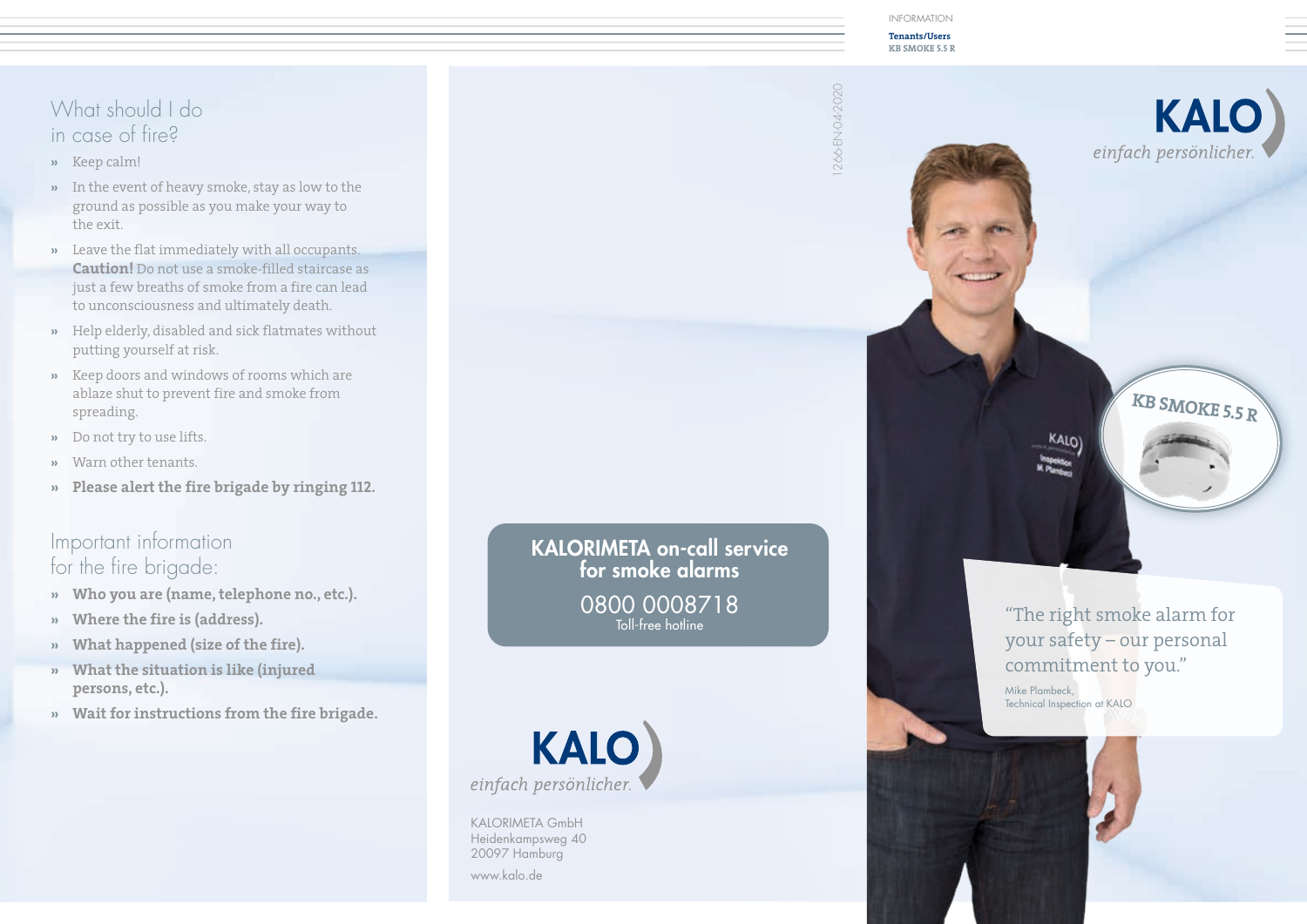INFORMATION

**Tenants/Users**
**KB SMOKE 5.5 R**

## What should I do in case of fire?

- Keep calm!
- In the event of heavy smoke, stay as low to the ground as possible as you make your way to the exit.
- Leave the flat immediately with all occupants. **Caution!** Do not use a smoke-filled staircase as just a few breaths of smoke from a fire can lead to unconsciousness and ultimately death.
- Help elderly, disabled and sick flatmates without putting yourself at risk.
- Keep doors and windows of rooms which are ablaze shut to prevent fire and smoke from spreading.
- Do not try to use lifts.
- Warn other tenants.
- **Please alert the fire brigade by ringing 112.**

## Important information for the fire brigade:

- **Who you are (name, telephone no., etc.).**
- **Where the fire is (address).**
- **What happened (size of the fire).**
- **What the situation is like (injured persons, etc.).**
- **Wait for instructions from the fire brigade.**

1266-EN-04-2020

**KALORIMETA on-call service for smoke alarms**

0800 0008718
Toll-free hotline

KALO
*einfach persönlicher.*

KALORIMETA GmbH
Heidenkampsweg 40
20097 Hamburg

www.kalo.de

KALO
*einfach persönlicher.*

KB SMOKE 5.5 R

"The right smoke alarm for your safety – our personal commitment to you."

Mike Plambeck,
Technical Inspection at KALO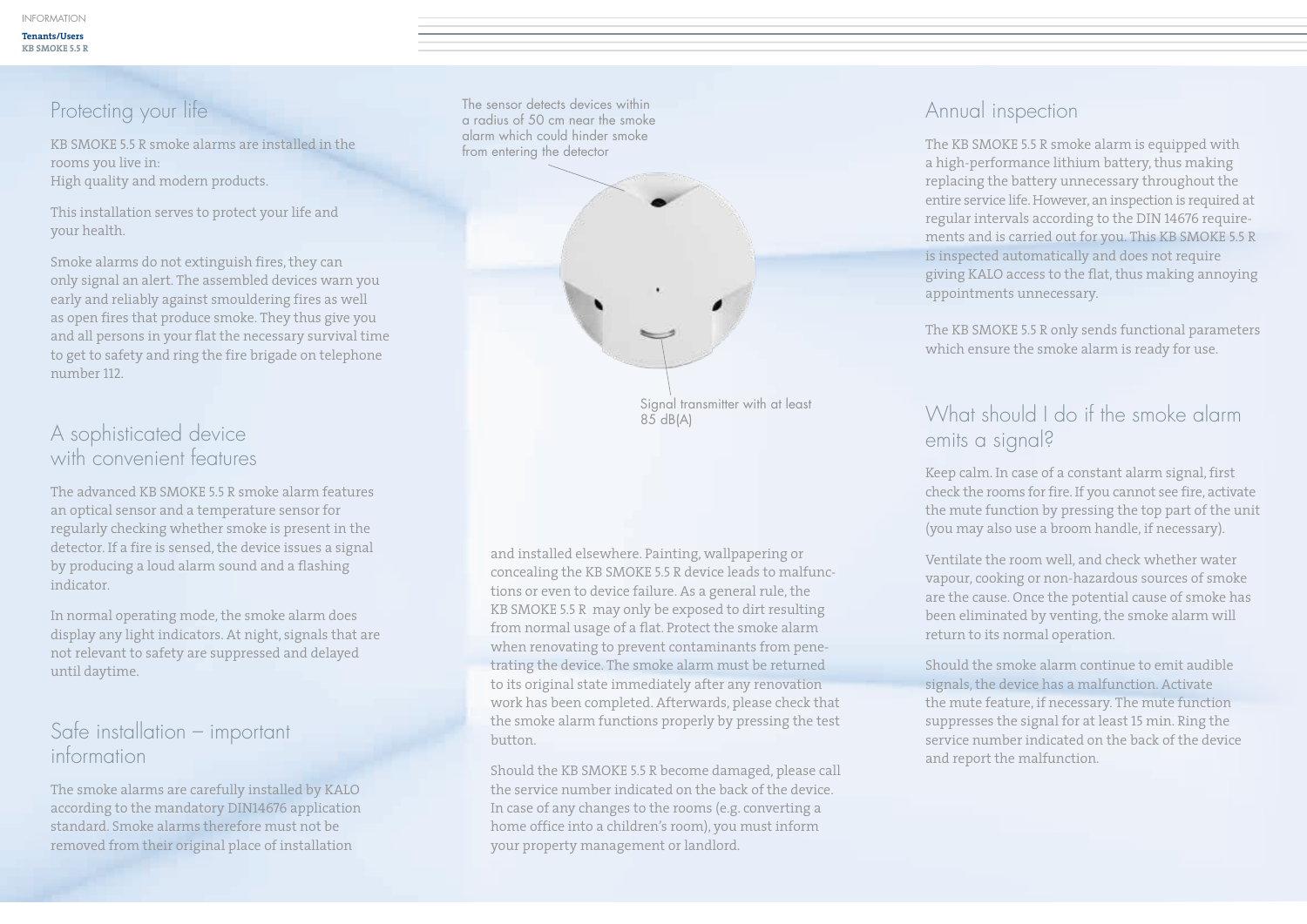## Protecting your life

KB SMOKE 5.5 R smoke alarms are installed in the rooms you live in:
High quality and modern products.

This installation serves to protect your life and your health.

Smoke alarms do not extinguish fires, they can only signal an alert. The assembled devices warn you early and reliably against smouldering fires as well as open fires that produce smoke. They thus give you and all persons in your flat the necessary survival time to get to safety and ring the fire brigade on telephone number 112.

## A sophisticated device with convenient features

The advanced KB SMOKE 5.5 R smoke alarm features an optical sensor and a temperature sensor for regularly checking whether smoke is present in the detector. If a fire is sensed, the device issues a signal by producing a loud alarm sound and a flashing indicator.

In normal operating mode, the smoke alarm does display any light indicators. At night, signals that are not relevant to safety are suppressed and delayed until daytime.

## Safe installation – important information

The smoke alarms are carefully installed by KALO according to the mandatory DIN14676 application standard. Smoke alarms therefore must not be removed from their original place of installation

The sensor detects devices within a radius of 50 cm near the smoke alarm which could hinder smoke from entering the detector

Signal transmitter with at least 85 dB(A)

and installed elsewhere. Painting, wallpapering or concealing the KB SMOKE 5.5 R device leads to malfunctions or even to device failure. As a general rule, the KB SMOKE 5.5 R may only be exposed to dirt resulting from normal usage of a flat. Protect the smoke alarm when renovating to prevent contaminants from penetrating the device. The smoke alarm must be returned to its original state immediately after any renovation work has been completed. Afterwards, please check that the smoke alarm functions properly by pressing the test button.

Should the KB SMOKE 5.5 R become damaged, please call the service number indicated on the back of the device. In case of any changes to the rooms (e.g. converting a home office into a children's room), you must inform your property management or landlord.

## Annual inspection

The KB SMOKE 5.5 R smoke alarm is equipped with a high-performance lithium battery, thus making replacing the battery unnecessary throughout the entire service life. However, an inspection is required at regular intervals according to the DIN 14676 requirements and is carried out for you. This KB SMOKE 5.5 R is inspected automatically and does not require giving KALO access to the flat, thus making annoying appointments unnecessary.

The KB SMOKE 5.5 R only sends functional parameters which ensure the smoke alarm is ready for use.

## What should I do if the smoke alarm emits a signal?

Keep calm. In case of a constant alarm signal, first check the rooms for fire. If you cannot see fire, activate the mute function by pressing the top part of the unit (you may also use a broom handle, if necessary).

Ventilate the room well, and check whether water vapour, cooking or non-hazardous sources of smoke are the cause. Once the potential cause of smoke has been eliminated by venting, the smoke alarm will return to its normal operation.

Should the smoke alarm continue to emit audible signals, the device has a malfunction. Activate the mute feature, if necessary. The mute function suppresses the signal for at least 15 min. Ring the service number indicated on the back of the device and report the malfunction.